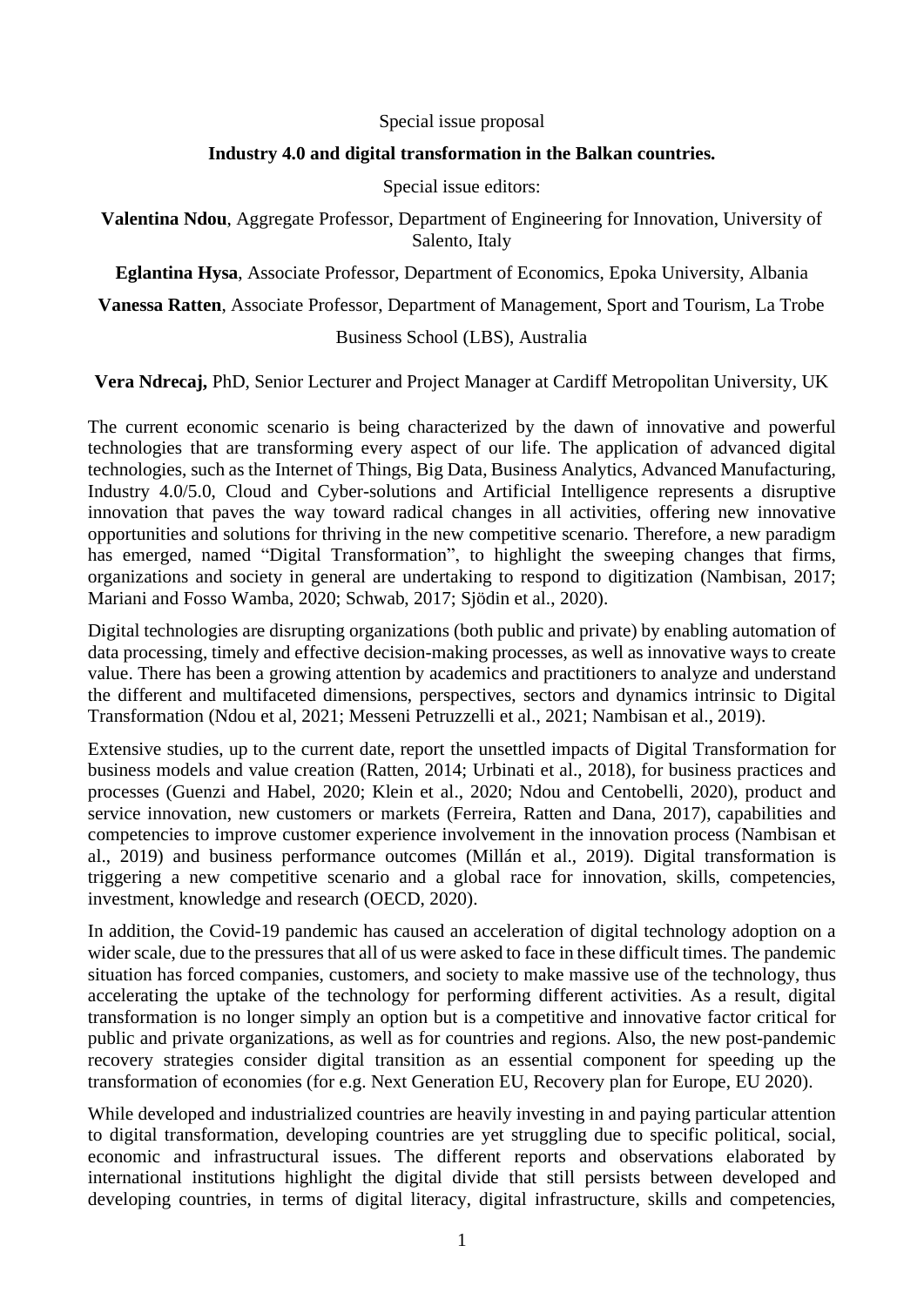Special issue proposal

**Industry 4.0 and digital transformation in the Balkan countries.**

Special issue editors:

**Valentina Ndou**, Aggregate Professor, Department of Engineering for Innovation, University of Salento, Italy

**Eglantina Hysa**, Associate Professor, Department of Economics, Epoka University, Albania

**Vanessa Ratten**, Associate Professor, Department of Management, Sport and Tourism, La Trobe Business School (LBS), Australia

**Vera Ndrecaj,** PhD, Senior Lecturer and Project Manager at Cardiff Metropolitan University, UK

The current economic scenario is being characterized by the dawn of innovative and powerful technologies that are transforming every aspect of our life. The application of advanced digital technologies, such as the Internet of Things, Big Data, Business Analytics, Advanced Manufacturing, Industry 4.0/5.0, Cloud and Cyber-solutions and Artificial Intelligence represents a disruptive innovation that paves the way toward radical changes in all activities, offering new innovative opportunities and solutions for thriving in the new competitive scenario. Therefore, a new paradigm has emerged, named "Digital Transformation", to highlight the sweeping changes that firms, organizations and society in general are undertaking to respond to digitization (Nambisan, 2017; Mariani and Fosso Wamba, 2020; Schwab, 2017; Sjödin et al., 2020).

Digital technologies are disrupting organizations (both public and private) by enabling automation of data processing, timely and effective decision-making processes, as well as innovative ways to create value. There has been a growing attention by academics and practitioners to analyze and understand the different and multifaceted dimensions, perspectives, sectors and dynamics intrinsic to Digital Transformation (Ndou et al, 2021; Messeni Petruzzelli et al., 2021; Nambisan et al., 2019).

Extensive studies, up to the current date, report the unsettled impacts of Digital Transformation for business models and value creation (Ratten, 2014; Urbinati et al., 2018), for business practices and processes (Guenzi and Habel, 2020; Klein et al., 2020; Ndou and Centobelli, 2020), product and service innovation, new customers or markets (Ferreira, Ratten and Dana, 2017), capabilities and competencies to improve customer experience involvement in the innovation process (Nambisan et al., 2019) and business performance outcomes (Millán et al., 2019). Digital transformation is triggering a new competitive scenario and a global race for innovation, skills, competencies, investment, knowledge and research (OECD, 2020).

In addition, the Covid-19 pandemic has caused an acceleration of digital technology adoption on a wider scale, due to the pressures that all of us were asked to face in these difficult times. The pandemic situation has forced companies, customers, and society to make massive use of the technology, thus accelerating the uptake of the technology for performing different activities. As a result, digital transformation is no longer simply an option but is a competitive and innovative factor critical for public and private organizations, as well as for countries and regions. Also, the new post-pandemic recovery strategies consider digital transition as an essential component for speeding up the transformation of economies (for e.g. Next Generation EU, Recovery plan for Europe, EU 2020).

While developed and industrialized countries are heavily investing in and paying particular attention to digital transformation, developing countries are yet struggling due to specific political, social, economic and infrastructural issues. The different reports and observations elaborated by international institutions highlight the digital divide that still persists between developed and developing countries, in terms of digital literacy, digital infrastructure, skills and competencies,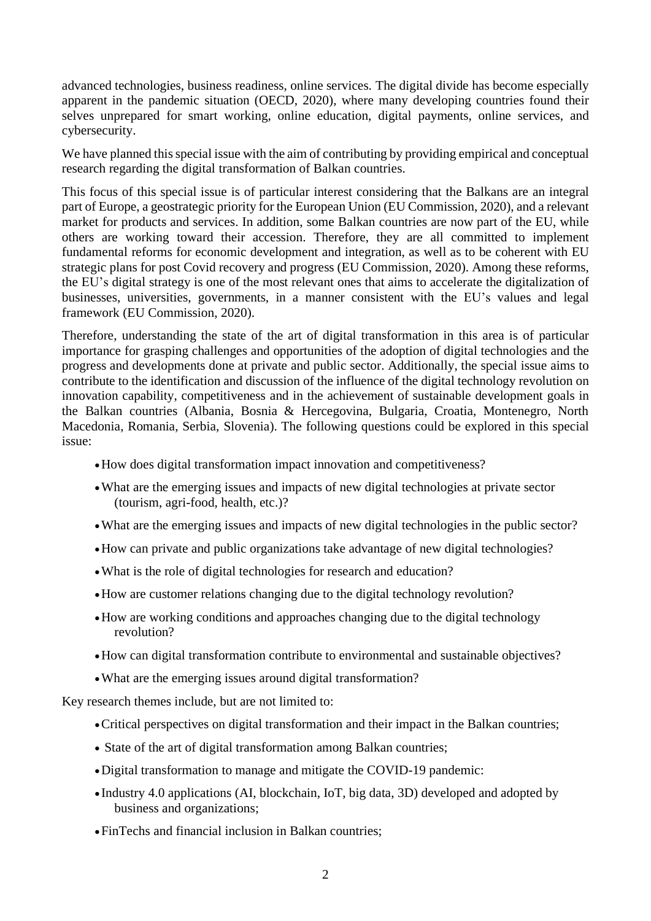advanced technologies, business readiness, online services. The digital divide has become especially apparent in the pandemic situation (OECD, 2020), where many developing countries found their selves unprepared for smart working, online education, digital payments, online services, and cybersecurity.

We have planned this special issue with the aim of contributing by providing empirical and conceptual research regarding the digital transformation of Balkan countries.

This focus of this special issue is of particular interest considering that the Balkans are an integral part of Europe, a geostrategic priority for the European Union (EU Commission, 2020), and a relevant market for products and services. In addition, some Balkan countries are now part of the EU, while others are working toward their accession. Therefore, they are all committed to implement fundamental reforms for economic development and integration, as well as to be coherent with EU strategic plans for post Covid recovery and progress (EU Commission, 2020). Among these reforms, the EU's digital strategy is one of the most relevant ones that aims to accelerate the digitalization of businesses, universities, governments, in a manner consistent with the EU's values and legal framework (EU Commission, 2020).

Therefore, understanding the state of the art of digital transformation in this area is of particular importance for grasping challenges and opportunities of the adoption of digital technologies and the progress and developments done at private and public sector. Additionally, the special issue aims to contribute to the identification and discussion of the influence of the digital technology revolution on innovation capability, competitiveness and in the achievement of sustainable development goals in the Balkan countries (Albania, Bosnia & Hercegovina, Bulgaria, Croatia, Montenegro, North Macedonia, Romania, Serbia, Slovenia). The following questions could be explored in this special issue:

- How does digital transformation impact innovation and competitiveness?
- What are the emerging issues and impacts of new digital technologies at private sector (tourism, agri-food, health, etc.)?
- What are the emerging issues and impacts of new digital technologies in the public sector?
- How can private and public organizations take advantage of new digital technologies?
- What is the role of digital technologies for research and education?
- How are customer relations changing due to the digital technology revolution?
- How are working conditions and approaches changing due to the digital technology revolution?
- How can digital transformation contribute to environmental and sustainable objectives?
- What are the emerging issues around digital transformation?

Key research themes include, but are not limited to:

- Critical perspectives on digital transformation and their impact in the Balkan countries;
- State of the art of digital transformation among Balkan countries;
- Digital transformation to manage and mitigate the COVID-19 pandemic:
- Industry 4.0 applications (AI, blockchain, IoT, big data, 3D) developed and adopted by business and organizations;
- FinTechs and financial inclusion in Balkan countries;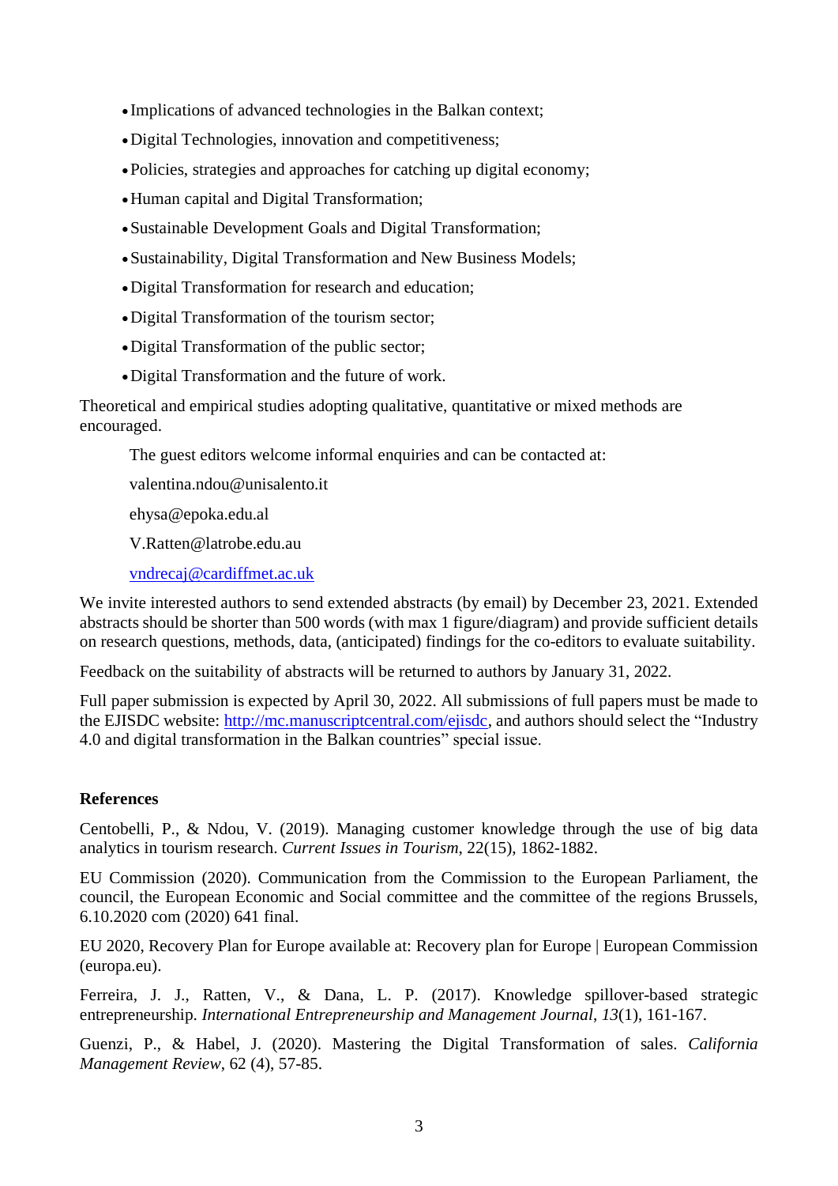- Implications of advanced technologies in the Balkan context;
- Digital Technologies, innovation and competitiveness;
- Policies, strategies and approaches for catching up digital economy;
- Human capital and Digital Transformation;
- Sustainable Development Goals and Digital Transformation;
- Sustainability, Digital Transformation and New Business Models;
- Digital Transformation for research and education;
- Digital Transformation of the tourism sector;
- Digital Transformation of the public sector;
- Digital Transformation and the future of work.

Theoretical and empirical studies adopting qualitative, quantitative or mixed methods are encouraged.

The guest editors welcome informal enquiries and can be contacted at:

valentina.ndou@unisalento.it

ehysa@epoka.edu.al

V.Ratten@latrobe.edu.au

vndrecaj@cardiffmet.ac.uk

We invite interested authors to send extended abstracts (by email) by December 23, 2021. Extended abstracts should be shorter than 500 words (with max 1 figure/diagram) and provide sufficient details on research questions, methods, data, (anticipated) findings for the co-editors to evaluate suitability.

Feedback on the suitability of abstracts will be returned to authors by January 31, 2022.

Full paper submission is expected by April 30, 2022. All submissions of full papers must be made to the EJISDC website: http://mc.manuscriptcentral.com/ejisdc, and authors should select the "Industry 4.0 and digital transformation in the Balkan countries" special issue.

**References**

Centobelli, P., & Ndou, V. (2019). Managing customer knowledge through the use of big data analytics in tourism research. *Current Issues in Tourism*, 22(15), 1862-1882.

EU Commission (2020). Communication from the Commission to the European Parliament, the council, the European Economic and Social committee and the committee of the regions Brussels, 6.10.2020 com (2020) 641 final.

EU 2020, Recovery Plan for Europe available at: Recovery plan for Europe | European Commission (europa.eu).

Ferreira, J. J., Ratten, V., & Dana, L. P. (2017). Knowledge spillover-based strategic entrepreneurship. *International Entrepreneurship and Management Journal*, *13*(1), 161-167.

Guenzi, P., & Habel, J. (2020). Mastering the Digital Transformation of sales. *California Management Review*, 62 (4), 57-85.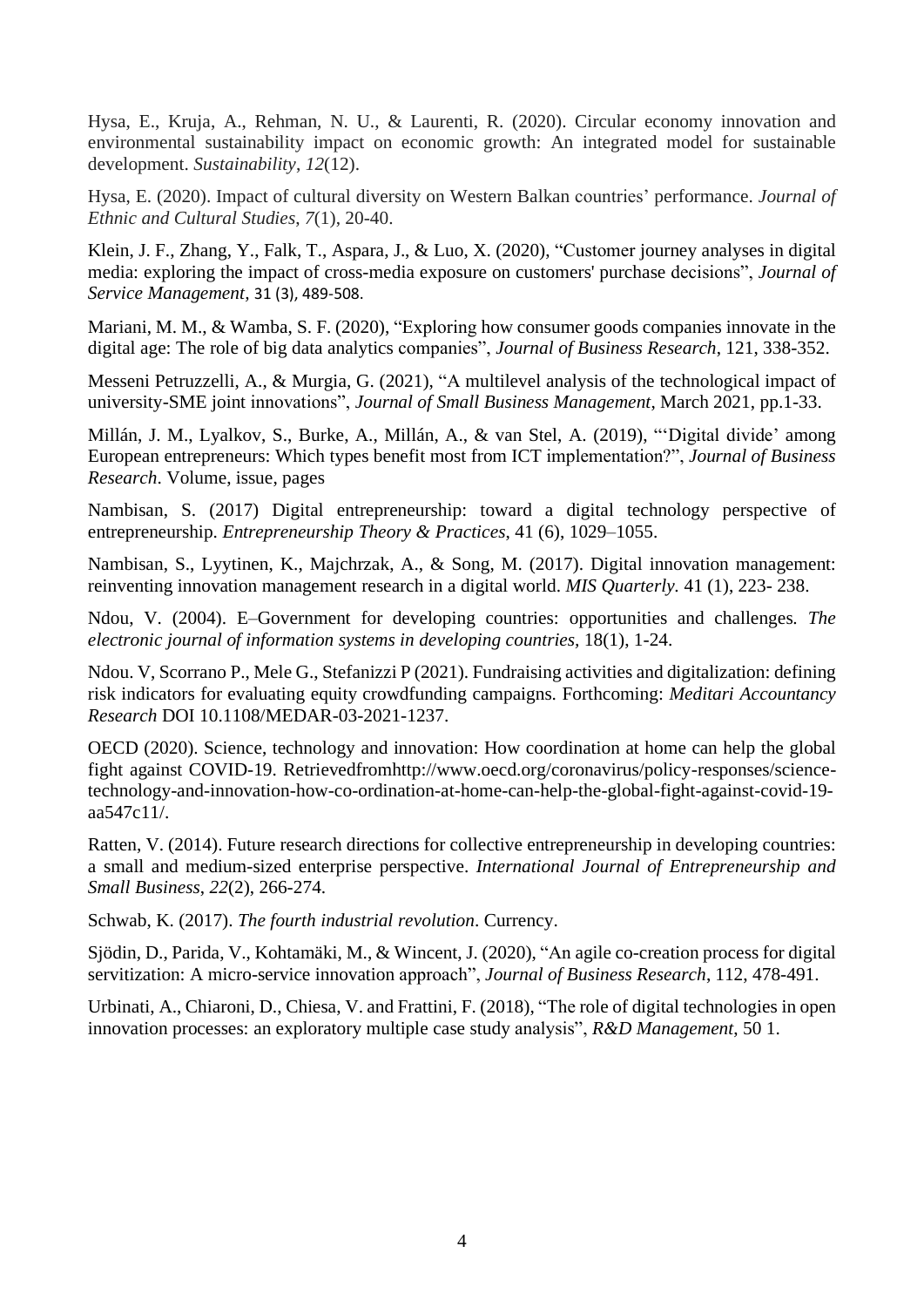Hysa, E., Kruja, A., Rehman, N. U., & Laurenti, R. (2020). Circular economy innovation and environmental sustainability impact on economic growth: An integrated model for sustainable development. *Sustainability*, *12*(12).

Hysa, E. (2020). Impact of cultural diversity on Western Balkan countries' performance. *Journal of Ethnic and Cultural Studies*, *7*(1), 20-40.

Klein, J. F., Zhang, Y., Falk, T., Aspara, J., & Luo, X. (2020), "Customer journey analyses in digital media: exploring the impact of cross-media exposure on customers' purchase decisions", *Journal of Service Management*, 31 (3), 489-508.

Mariani, M. M., & Wamba, S. F. (2020), "Exploring how consumer goods companies innovate in the digital age: The role of big data analytics companies", *Journal of Business Research*, 121, 338-352.

Messeni Petruzzelli, A., & Murgia, G. (2021), "A multilevel analysis of the technological impact of university-SME joint innovations", *Journal of Small Business Management*, March 2021, pp.1-33.

Millán, J. M., Lyalkov, S., Burke, A., Millán, A., & van Stel, A. (2019), "'Digital divide' among European entrepreneurs: Which types benefit most from ICT implementation?", *Journal of Business Research*. Volume, issue, pages

Nambisan, S. (2017) Digital entrepreneurship: toward a digital technology perspective of entrepreneurship. *Entrepreneurship Theory & Practices*, 41 (6), 1029–1055.

Nambisan, S., Lyytinen, K., Majchrzak, A., & Song, M. (2017). Digital innovation management: reinventing innovation management research in a digital world. *MIS Quarterly*. 41 (1), 223- 238.

Ndou, V. (2004). E–Government for developing countries: opportunities and challenges. *The electronic journal of information systems in developing countries*, 18(1), 1-24.

Ndou. V, Scorrano P., Mele G., Stefanizzi P (2021). Fundraising activities and digitalization: defining risk indicators for evaluating equity crowdfunding campaigns. Forthcoming: *Meditari Accountancy Research* DOI 10.1108/MEDAR-03-2021-1237.

OECD (2020). Science, technology and innovation: How coordination at home can help the global fight against COVID-19. Retrievedfromhttp://www.oecd.org/coronavirus/policy-responses/science-technology-and-innovation-how-co-ordination-at-home-can-help-the-global-fight-against-covid-19-aa547c11/.

Ratten, V. (2014). Future research directions for collective entrepreneurship in developing countries: a small and medium-sized enterprise perspective. *International Journal of Entrepreneurship and Small Business*, *22*(2), 266-274.

Schwab, K. (2017). *The fourth industrial revolution*. Currency.

Sjödin, D., Parida, V., Kohtamäki, M., & Wincent, J. (2020), "An agile co-creation process for digital servitization: A micro-service innovation approach", *Journal of Business Research*, 112, 478-491.

Urbinati, A., Chiaroni, D., Chiesa, V. and Frattini, F. (2018), "The role of digital technologies in open innovation processes: an exploratory multiple case study analysis", *R&D Management*, 50 1.